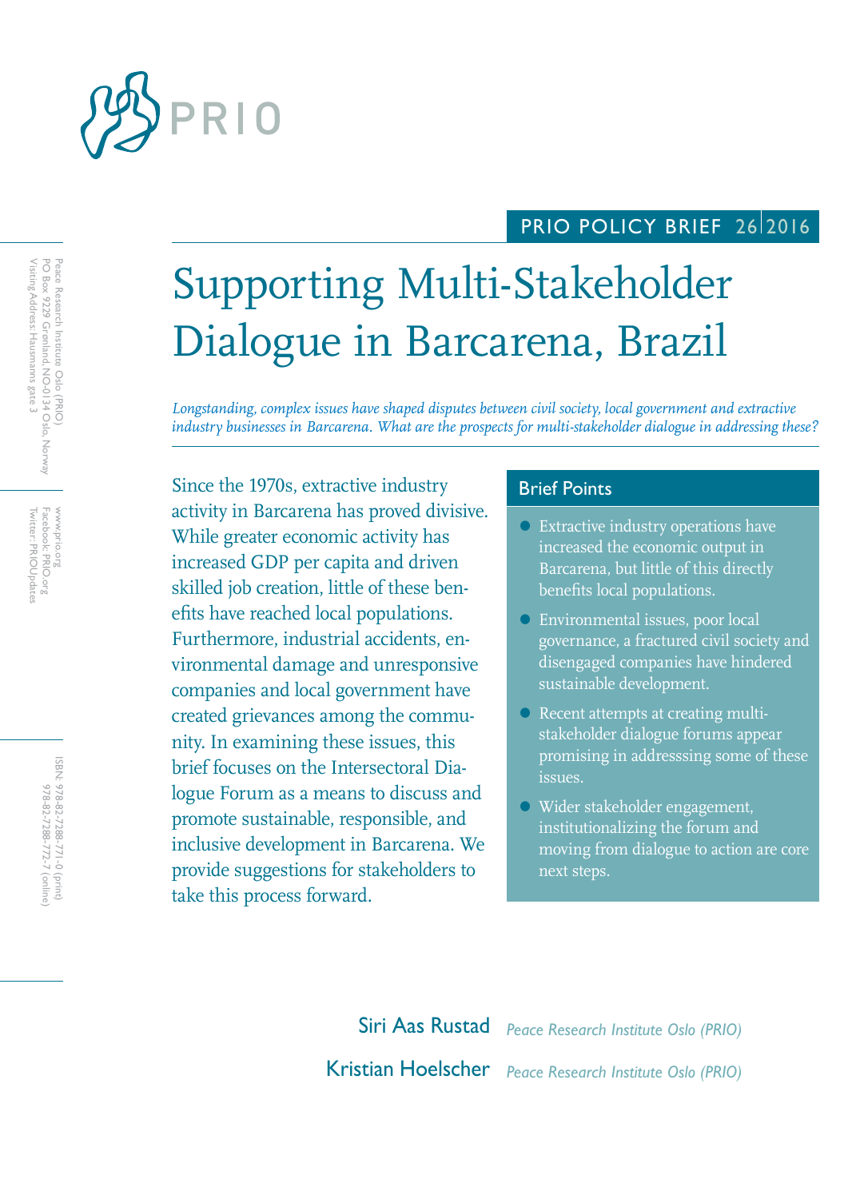PRIO

PRIO POLICY BRIEF 26|2016

# Supporting Multi-Stakeholder Dialogue in Barcarena, Brazil

*Longstanding, complex issues have shaped disputes between civil society, local government and extractive industry businesses in Barcarena. What are the prospects for multi-stakeholder dialogue in addressing these?*

Since the 1970s, extractive industry activity in Barcarena has proved divisive. While greater economic activity has increased GDP per capita and driven skilled job creation, little of these benefits have reached local populations. Furthermore, industrial accidents, environmental damage and unresponsive companies and local government have created grievances among the community. In examining these issues, this brief focuses on the Intersectoral Dialogue Forum as a means to discuss and promote sustainable, responsible, and inclusive development in Barcarena. We provide suggestions for stakeholders to take this process forward.

## Brief Points

- Extractive industry operations have increased the economic output in Barcarena, but little of this directly benefits local populations.
- Environmental issues, poor local governance, a fractured civil society and disengaged companies have hindered sustainable development.
- Recent attempts at creating multi-stakeholder dialogue forums appear promising in addresssing some of these issues.
- Wider stakeholder engagement, institutionalizing the forum and moving from dialogue to action are core next steps.

Siri Aas Rustad *Peace Research Institute Oslo (PRIO)*

Kristian Hoelscher *Peace Research Institute Oslo (PRIO)*

Peace Research Institute Oslo (PRIO)
PO Box 9229 Grønland, NO-0134 Oslo, Norway
Visiting Address: Hausmanns gate 3

www.prio.org
Facebook: PRIO.org
Twitter: PRIOUpdates

ISBN: 978-82-7288-771-0 (print)
978-82-7288-772-7 (online)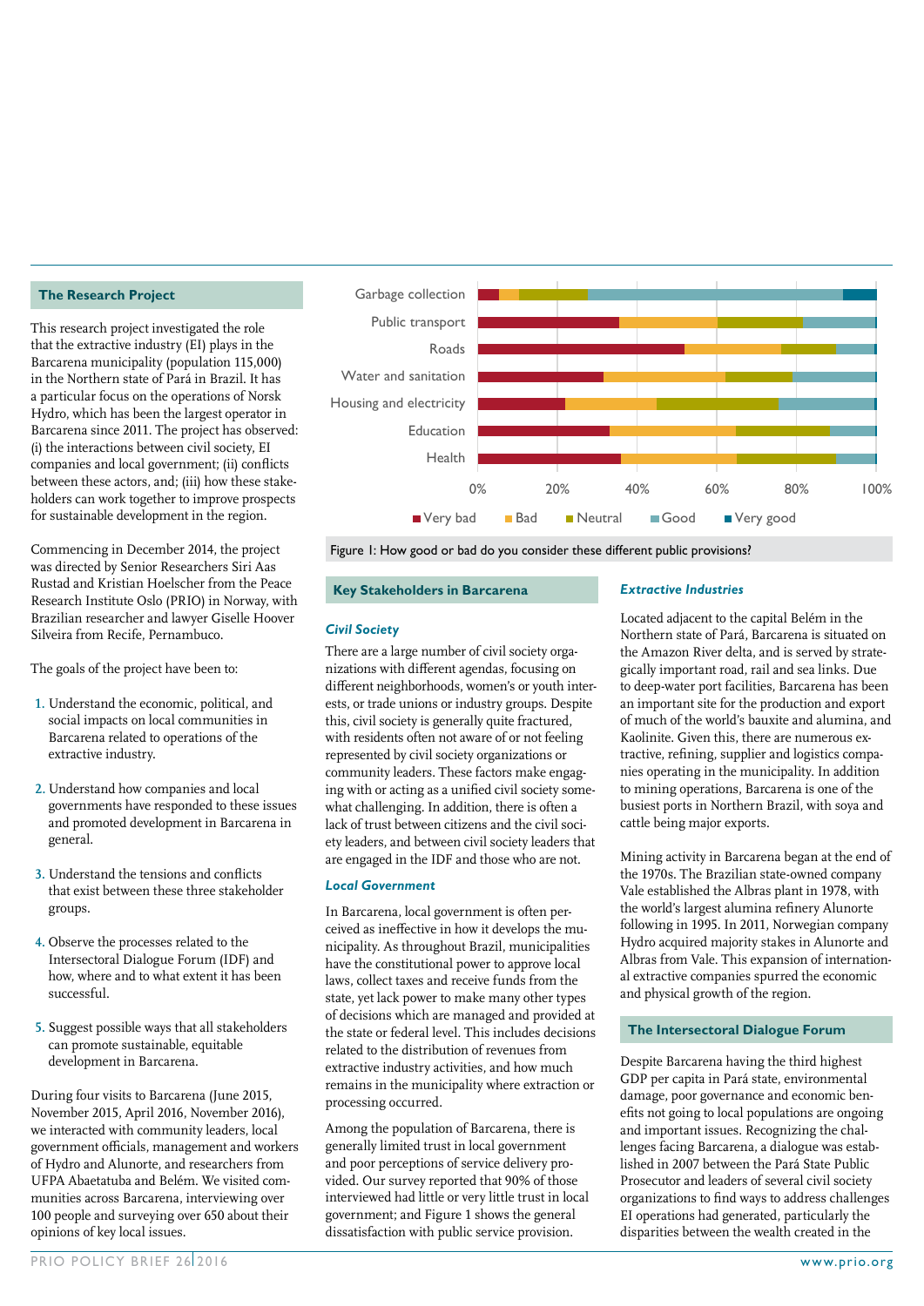## The Research Project

This research project investigated the role that the extractive industry (EI) plays in the Barcarena municipality (population 115,000) in the Northern state of Pará in Brazil. It has a particular focus on the operations of Norsk Hydro, which has been the largest operator in Barcarena since 2011. The project has observed: (i) the interactions between civil society, EI companies and local government; (ii) conflicts between these actors, and; (iii) how these stakeholders can work together to improve prospects for sustainable development in the region.

Commencing in December 2014, the project was directed by Senior Researchers Siri Aas Rustad and Kristian Hoelscher from the Peace Research Institute Oslo (PRIO) in Norway, with Brazilian researcher and lawyer Giselle Hoover Silveira from Recife, Pernambuco.

The goals of the project have been to:

1. Understand the economic, political, and social impacts on local communities in Barcarena related to operations of the extractive industry.
2. Understand how companies and local governments have responded to these issues and promoted development in Barcarena in general.
3. Understand the tensions and conflicts that exist between these three stakeholder groups.
4. Observe the processes related to the Intersectoral Dialogue Forum (IDF) and how, where and to what extent it has been successful.
5. Suggest possible ways that all stakeholders can promote sustainable, equitable development in Barcarena.

During four visits to Barcarena (June 2015, November 2015, April 2016, November 2016), we interacted with community leaders, local government officials, management and workers of Hydro and Alunorte, and researchers from UFPA Abaetatuba and Belém. We visited communities across Barcarena, interviewing over 100 people and surveying over 650 about their opinions of key local issues.

| | Very bad | Bad | Neutral | Good | Very good |
|---|---|---|---|---|---|
| Garbage collection | ~5% | ~5% | ~17% | ~64% | ~8% |
| Public transport | ~35% | ~25% | ~21% | ~18% | ~1% |
| Roads | ~52% | ~24% | ~14% | ~9% | ~1% |
| Water and sanitation | ~31% | ~31% | ~17% | ~21% | ~1% |
| Housing and electricity | ~22% | ~23% | ~30% | ~24% | ~1% |
| Education | ~33% | ~32% | ~23% | ~11% | ~1% |
| Health | ~36% | ~29% | ~25% | ~10% | ~1% |

Figure 1: How good or bad do you consider these different public provisions?

## Key Stakeholders in Barcarena

### *Civil Society*

There are a large number of civil society organizations with different agendas, focusing on different neighborhoods, women's or youth interests, or trade unions or industry groups. Despite this, civil society is generally quite fractured, with residents often not aware of or not feeling represented by civil society organizations or community leaders. These factors make engaging with or acting as a unified civil society somewhat challenging. In addition, there is often a lack of trust between citizens and the civil society leaders, and between civil society leaders that are engaged in the IDF and those who are not.

### *Local Government*

In Barcarena, local government is often perceived as ineffective in how it develops the municipality. As throughout Brazil, municipalities have the constitutional power to approve local laws, collect taxes and receive funds from the state, yet lack power to make many other types of decisions which are managed and provided at the state or federal level. This includes decisions related to the distribution of revenues from extractive industry activities, and how much remains in the municipality where extraction or processing occurred.

Among the population of Barcarena, there is generally limited trust in local government and poor perceptions of service delivery provided. Our survey reported that 90% of those interviewed had little or very little trust in local government; and Figure 1 shows the general dissatisfaction with public service provision.

### *Extractive Industries*

Located adjacent to the capital Belém in the Northern state of Pará, Barcarena is situated on the Amazon River delta, and is served by strategically important road, rail and sea links. Due to deep-water port facilities, Barcarena has been an important site for the production and export of much of the world's bauxite and alumina, and Kaolinite. Given this, there are numerous extractive, refining, supplier and logistics companies operating in the municipality. In addition to mining operations, Barcarena is one of the busiest ports in Northern Brazil, with soya and cattle being major exports.

Mining activity in Barcarena began at the end of the 1970s. The Brazilian state-owned company Vale established the Albras plant in 1978, with the world's largest alumina refinery Alunorte following in 1995. In 2011, Norwegian company Hydro acquired majority stakes in Alunorte and Albras from Vale. This expansion of international extractive companies spurred the economic and physical growth of the region.

## The Intersectoral Dialogue Forum

Despite Barcarena having the third highest GDP per capita in Pará state, environmental damage, poor governance and economic benefits not going to local populations are ongoing and important issues. Recognizing the challenges facing Barcarena, a dialogue was established in 2007 between the Pará State Public Prosecutor and leaders of several civil society organizations to find ways to address challenges EI operations had generated, particularly the disparities between the wealth created in the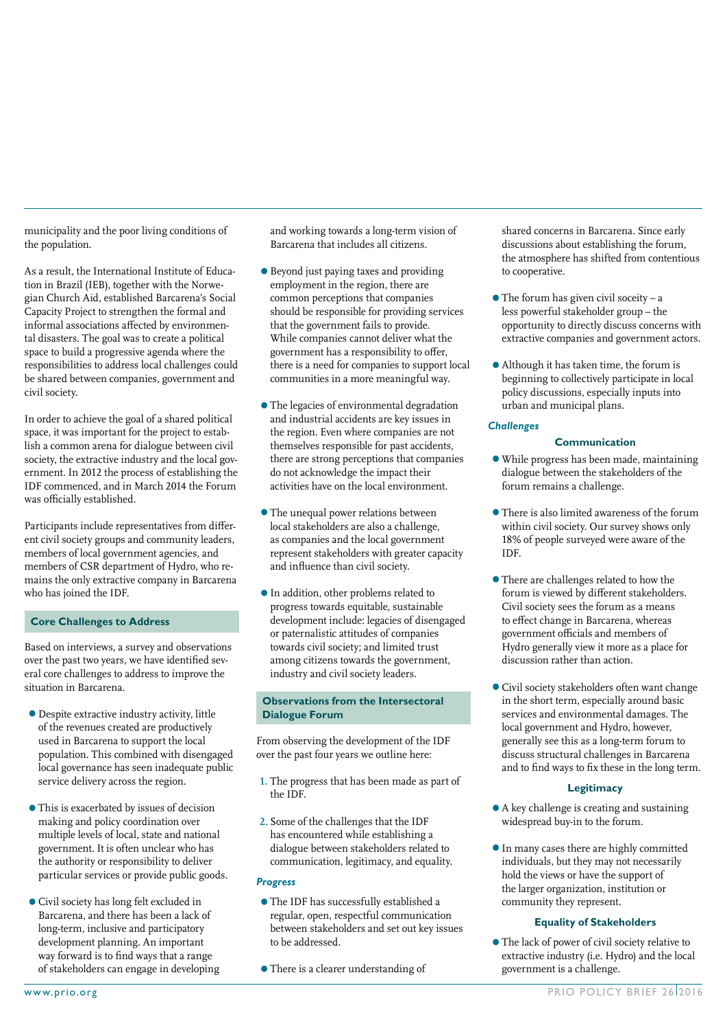municipality and the poor living conditions of the population.

As a result, the International Institute of Education in Brazil (IEB), together with the Norwegian Church Aid, established Barcarena's Social Capacity Project to strengthen the formal and informal associations affected by environmental disasters. The goal was to create a political space to build a progressive agenda where the responsibilities to address local challenges could be shared between companies, government and civil society.

In order to achieve the goal of a shared political space, it was important for the project to establish a common arena for dialogue between civil society, the extractive industry and the local government. In 2012 the process of establishing the IDF commenced, and in March 2014 the Forum was officially established.

Participants include representatives from different civil society groups and community leaders, members of local government agencies, and members of CSR department of Hydro, who remains the only extractive company in Barcarena who has joined the IDF.

## Core Challenges to Address

Based on interviews, a survey and observations over the past two years, we have identified several core challenges to address to improve the situation in Barcarena.

- Despite extractive industry activity, little of the revenues created are productively used in Barcarena to support the local population. This combined with disengaged local governance has seen inadequate public service delivery across the region.
- This is exacerbated by issues of decision making and policy coordination over multiple levels of local, state and national government. It is often unclear who has the authority or responsibility to deliver particular services or provide public goods.
- Civil society has long felt excluded in Barcarena, and there has been a lack of long-term, inclusive and participatory development planning. An important way forward is to find ways that a range of stakeholders can engage in developing and working towards a long-term vision of Barcarena that includes all citizens.
- Beyond just paying taxes and providing employment in the region, there are common perceptions that companies should be responsible for providing services that the government fails to provide. While companies cannot deliver what the government has a responsibility to offer, there is a need for companies to support local communities in a more meaningful way.
- The legacies of environmental degradation and industrial accidents are key issues in the region. Even where companies are not themselves responsible for past accidents, there are strong perceptions that companies do not acknowledge the impact their activities have on the local environment.
- The unequal power relations between local stakeholders are also a challenge, as companies and the local government represent stakeholders with greater capacity and influence than civil society.
- In addition, other problems related to progress towards equitable, sustainable development include: legacies of disengaged or paternalistic attitudes of companies towards civil society; and limited trust among citizens towards the government, industry and civil society leaders.

## Observations from the Intersectoral Dialogue Forum

From observing the development of the IDF over the past four years we outline here:

1. The progress that has been made as part of the IDF.
2. Some of the challenges that the IDF has encountered while establishing a dialogue between stakeholders related to communication, legitimacy, and equality.

### *Progress*

- The IDF has successfully established a regular, open, respectful communication between stakeholders and set out key issues to be addressed.
- There is a clearer understanding of shared concerns in Barcarena. Since early discussions about establishing the forum, the atmosphere has shifted from contentious to cooperative.
- The forum has given civil society – a less powerful stakeholder group – the opportunity to directly discuss concerns with extractive companies and government actors.
- Although it has taken time, the forum is beginning to collectively participate in local policy discussions, especially inputs into urban and municipal plans.

### *Challenges*

#### Communication

- While progress has been made, maintaining dialogue between the stakeholders of the forum remains a challenge.
- There is also limited awareness of the forum within civil society. Our survey shows only 18% of people surveyed were aware of the IDF.
- There are challenges related to how the forum is viewed by different stakeholders. Civil society sees the forum as a means to effect change in Barcarena, whereas government officials and members of Hydro generally view it more as a place for discussion rather than action.
- Civil society stakeholders often want change in the short term, especially around basic services and environmental damages. The local government and Hydro, however, generally see this as a long-term forum to discuss structural challenges in Barcarena and to find ways to fix these in the long term.

#### Legitimacy

- A key challenge is creating and sustaining widespread buy-in to the forum.
- In many cases there are highly committed individuals, but they may not necessarily hold the views or have the support of the larger organization, institution or community they represent.

#### Equality of Stakeholders

- The lack of power of civil society relative to extractive industry (i.e. Hydro) and the local government is a challenge.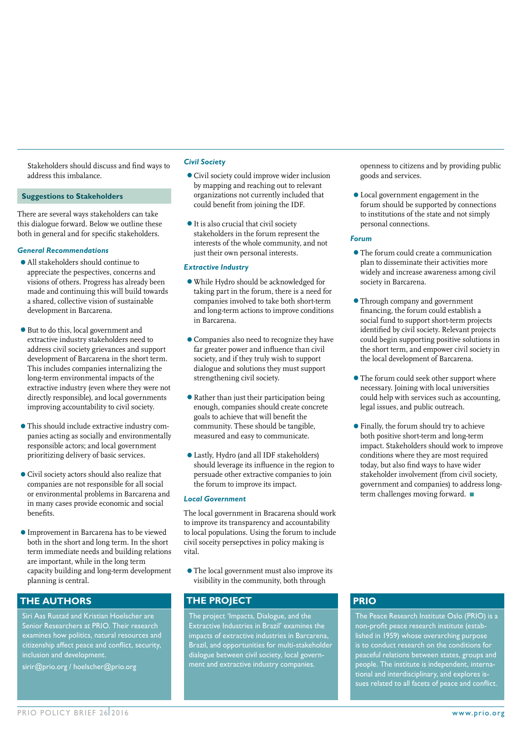Stakeholders should discuss and find ways to address this imbalance.

## Suggestions to Stakeholders

There are several ways stakeholders can take this dialogue forward. Below we outline these both in general and for specific stakeholders.

### *General Recommendations*

- All stakeholders should continue to appreciate the pespectives, concerns and visions of others. Progress has already been made and continuing this will build towards a shared, collective vision of sustainable development in Barcarena.
- But to do this, local government and extractive industry stakeholders need to address civil society grievances and support development of Barcarena in the short term. This includes companies internalizing the long-term environmental impacts of the extractive industry (even where they were not directly responsible), and local governments improving accountability to civil society.
- This should include extractive industry companies acting as socially and environmentally responsible actors; and local government prioritizing delivery of basic services.
- Civil society actors should also realize that companies are not responsible for all social or environmental problems in Barcarena and in many cases provide economic and social benefits.
- Improvement in Barcarena has to be viewed both in the short and long term. In the short term immediate needs and building relations are important, while in the long term capacity building and long-term development planning is central.

### *Civil Society*

- Civil society could improve wider inclusion by mapping and reaching out to relevant organizations not currently included that could benefit from joining the IDF.
- It is also crucial that civil society stakeholders in the forum represent the interests of the whole community, and not just their own personal interests.

### *Extractive Industry*

- While Hydro should be acknowledged for taking part in the forum, there is a need for companies involved to take both short-term and long-term actions to improve conditions in Barcarena.
- Companies also need to recognize they have far greater power and influence than civil society, and if they truly wish to support dialogue and solutions they must support strengthening civil society.
- Rather than just their participation being enough, companies should create concrete goals to achieve that will benefit the community. These should be tangible, measured and easy to communicate.
- Lastly, Hydro (and all IDF stakeholders) should leverage its influence in the region to persuade other extractive companies to join the forum to improve its impact.

### *Local Government*

The local government in Bracarena should work to improve its transparency and accountability to local populations. Using the forum to include civil soceity persepctives in policy making is vital.

- The local government must also improve its visibility in the community, both through openness to citizens and by providing public goods and services.
- Local government engagement in the forum should be supported by connections to institutions of the state and not simply personal connections.

### *Forum*

- The forum could create a communication plan to disseminate their activities more widely and increase awareness among civil society in Barcarena.
- Through company and government financing, the forum could establish a social fund to support short-term projects identified by civil society. Relevant projects could begin supporting positive solutions in the short term, and empower civil society in the local development of Barcarena.
- The forum could seek other support where necessary. Joining with local universities could help with services such as accounting, legal issues, and public outreach.
- Finally, the forum should try to achieve both positive short-term and long-term impact. Stakeholders should work to improve conditions where they are most required today, but also find ways to have wider stakeholder involvement (from civil society, government and companies) to address long-term challenges moving forward. ■

## THE AUTHORS

Siri Aas Rustad and Kristian Hoelscher are Senior Researchers at PRIO. Their research examines how politics, natural resources and citizenship affect peace and conflict, security, inclusion and development.

sirir@prio.org / hoelscher@prio.org

## THE PROJECT

The project 'Impacts, Dialogue, and the Extractive Industries in Brazil' examines the impacts of extractive industries in Barcarena, Brazil, and opportunities for multi-stakeholder dialogue between civil society, local government and extractive industry companies.

## PRIO

The Peace Research Institute Oslo (PRIO) is a non-profit peace research institute (established in 1959) whose overarching purpose is to conduct research on the conditions for peaceful relations between states, groups and people. The institute is independent, international and interdisciplinary, and explores issues related to all facets of peace and conflict.